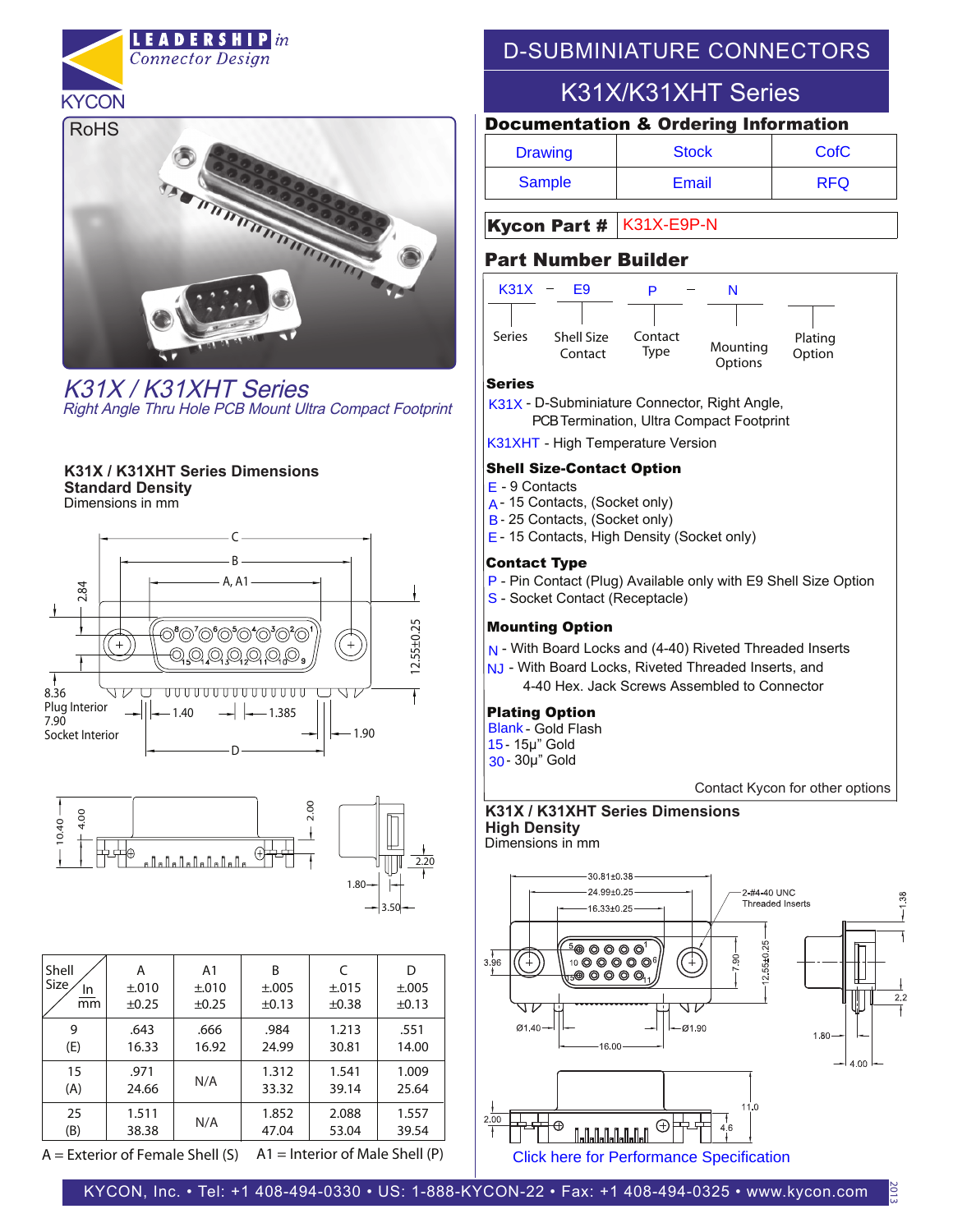KYCON

LEADERSHIP in Connector Design

RoHS

# D-SUBMINIATURE CONNECTORS

## K31X/K31XHT Series

*K31X / K31XHT Series*

*Right Angle Thru Hole PCB Mount Ultra Compact Footprint*

### Documentation & Ordering Information

| Drawing | Stock | CofC |
|---|---|---|
| Sample | Email | RFQ |

**Kycon Part #** K31X-E9P-N

### Part Number Builder

K31X – E9 P – N

Series | Shell Size Contact | Contact Type | Mounting Options | Plating Option

**Series**

K31X - D-Subminiature Connector, Right Angle, PCB Termination, Ultra Compact Footprint

K31XHT - High Temperature Version

**Shell Size-Contact Option**

- E - 9 Contacts
- A - 15 Contacts, (Socket only)
- B - 25 Contacts, (Socket only)
- E - 15 Contacts, High Density (Socket only)

**Contact Type**

- P - Pin Contact (Plug) Available only with E9 Shell Size Option
- S - Socket Contact (Receptacle)

**Mounting Option**

- N - With Board Locks and (4-40) Riveted Threaded Inserts
- NJ - With Board Locks, Riveted Threaded Inserts, and 4-40 Hex. Jack Screws Assembled to Connector

**Plating Option**

- Blank - Gold Flash
- 15 - 15μ" Gold
- 30 - 30μ" Gold

Contact Kycon for other options

### K31X / K31XHT Series Dimensions

**Standard Density**

Dimensions in mm

C, B, A, A1, D; 2.84; 12.55±0.25; 8.36 Plug Interior; 7.90 Socket Interior; 1.40; 1.385; 1.90; 10.40; 4.00; 2.00; 2.20; 1.80; 3.50

| Shell Size / In / mm | A ±.010 ±0.25 | A1 ±.010 ±0.25 | B ±.005 ±0.13 | C ±.015 ±0.38 | D ±.005 ±0.13 |
|---|---|---|---|---|---|
| 9 (E) | .643 16.33 | .666 16.92 | .984 24.99 | 1.213 30.81 | .551 14.00 |
| 15 (A) | .971 24.66 | N/A | 1.312 33.32 | 1.541 39.14 | 1.009 25.64 |
| 25 (B) | 1.511 38.38 | N/A | 1.852 47.04 | 2.088 53.04 | 1.557 39.54 |

A = Exterior of Female Shell (S)   A1 = Interior of Male Shell (P)

### K31X / K31XHT Series Dimensions

**High Density**

Dimensions in mm

30.81±0.38; 24.99±0.25; 16.33±0.25; 2-#4-40 UNC Threaded Inserts; 1.38; 3.96; 7.90; 12.55±0.25; 2.2; Ø1.40; Ø1.90; 16.00; 1.80; 4.00; 2.00; 11.0; 4.6

Click here for Performance Specification

KYCON, Inc. • Tel: +1 408-494-0330 • US: 1-888-KYCON-22 • Fax: +1 408-494-0325 • www.kycon.com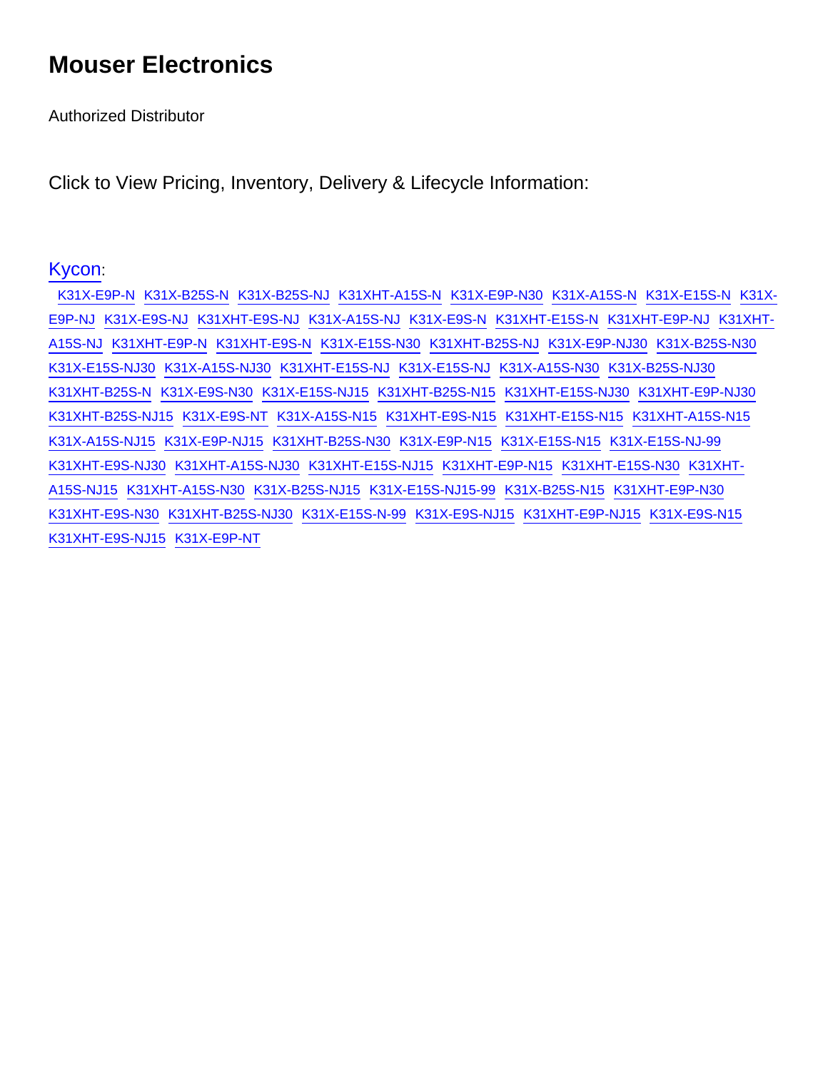# Mouser Electronics

Authorized Distributor

Click to View Pricing, Inventory, Delivery & Lifecycle Information:

Kycon:

K31X-E9P-N K31X-B25S-N K31X-B25S-NJ K31XHT-A15S-N K31X-E9P-N30 K31X-A15S-N K31X-E15S-N K31X-E9P-NJ K31X-E9S-NJ K31XHT-E9S-NJ K31X-A15S-NJ K31X-E9S-N K31XHT-E15S-N K31XHT-E9P-NJ K31XHT-A15S-NJ K31XHT-E9P-N K31XHT-E9S-N K31X-E15S-N30 K31XHT-B25S-NJ K31X-E9P-NJ30 K31X-B25S-N30 K31X-E15S-NJ30 K31X-A15S-NJ30 K31XHT-E15S-NJ K31X-E15S-NJ K31X-A15S-N30 K31X-B25S-NJ30 K31XHT-B25S-N K31X-E9S-N30 K31X-E15S-NJ15 K31XHT-B25S-N15 K31XHT-E15S-NJ30 K31XHT-E9P-NJ30 K31XHT-B25S-NJ15 K31X-E9S-NT K31X-A15S-N15 K31XHT-E9S-N15 K31XHT-E15S-N15 K31XHT-A15S-N15 K31X-A15S-NJ15 K31X-E9P-NJ15 K31XHT-B25S-N30 K31X-E9P-N15 K31X-E15S-N15 K31X-E15S-NJ-99 K31XHT-E9S-NJ30 K31XHT-A15S-NJ30 K31XHT-E15S-NJ15 K31XHT-E9P-N15 K31XHT-E15S-N30 K31XHT-A15S-NJ15 K31XHT-A15S-N30 K31X-B25S-NJ15 K31X-E15S-NJ15-99 K31X-B25S-N15 K31XHT-E9P-N30 K31XHT-E9S-N30 K31XHT-B25S-NJ30 K31X-E15S-N-99 K31X-E9S-NJ15 K31XHT-E9P-NJ15 K31X-E9S-N15 K31XHT-E9S-NJ15 K31X-E9P-NT